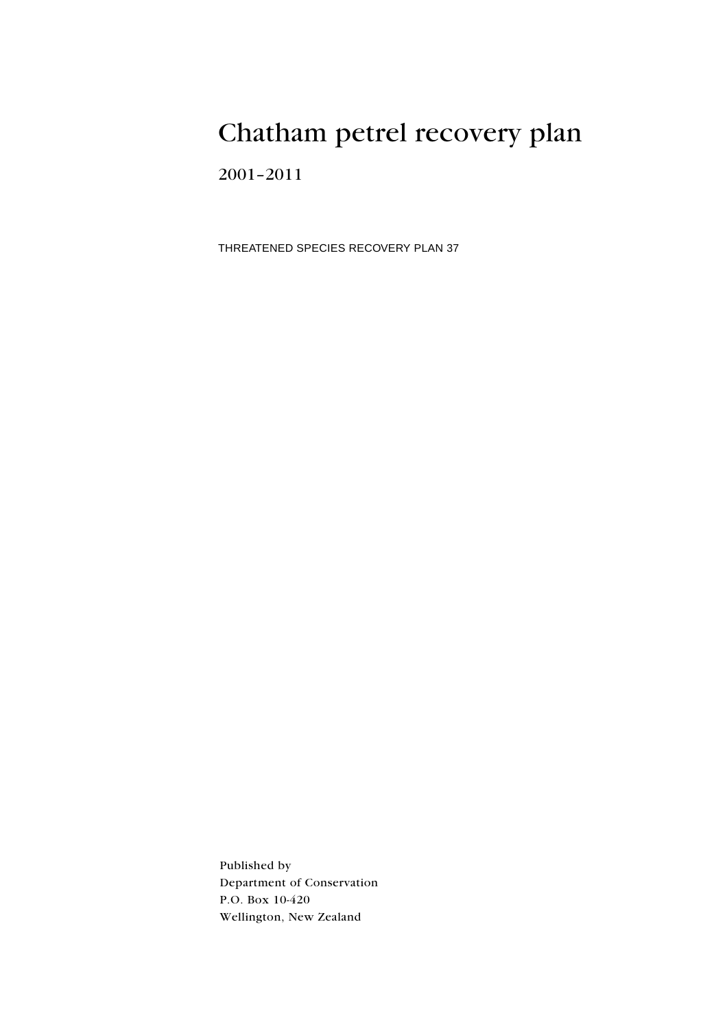# Chatham petrel recovery plan

2001–2011

THREATENED SPECIES RECOVERY PLAN 37

Published by
Department of Conservation
P.O. Box 10-420
Wellington, New Zealand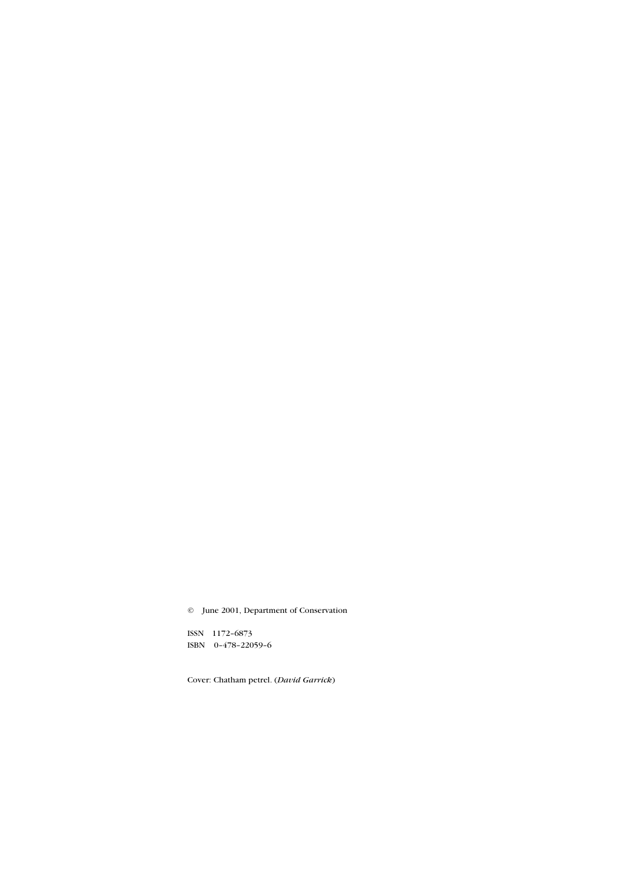© June 2001, Department of Conservation

ISSN 1172–6873
ISBN 0–478–22059–6

Cover: Chatham petrel. (*David Garrick*)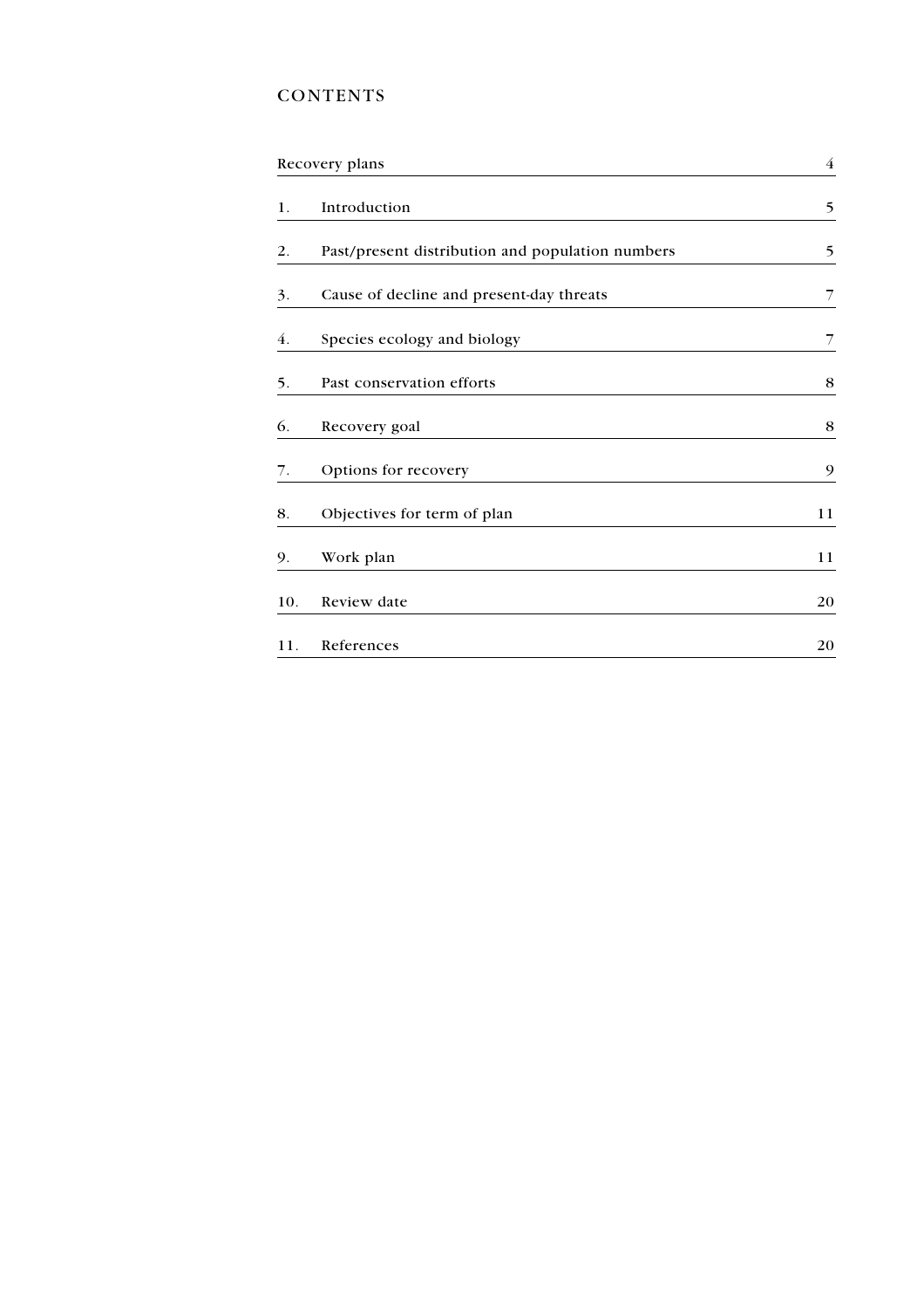# CONTENTS

| | | |
|---|---|---|
| Recovery plans | | 4 |
| 1. | Introduction | 5 |
| 2. | Past/present distribution and population numbers | 5 |
| 3. | Cause of decline and present-day threats | 7 |
| 4. | Species ecology and biology | 7 |
| 5. | Past conservation efforts | 8 |
| 6. | Recovery goal | 8 |
| 7. | Options for recovery | 9 |
| 8. | Objectives for term of plan | 11 |
| 9. | Work plan | 11 |
| 10. | Review date | 20 |
| 11. | References | 20 |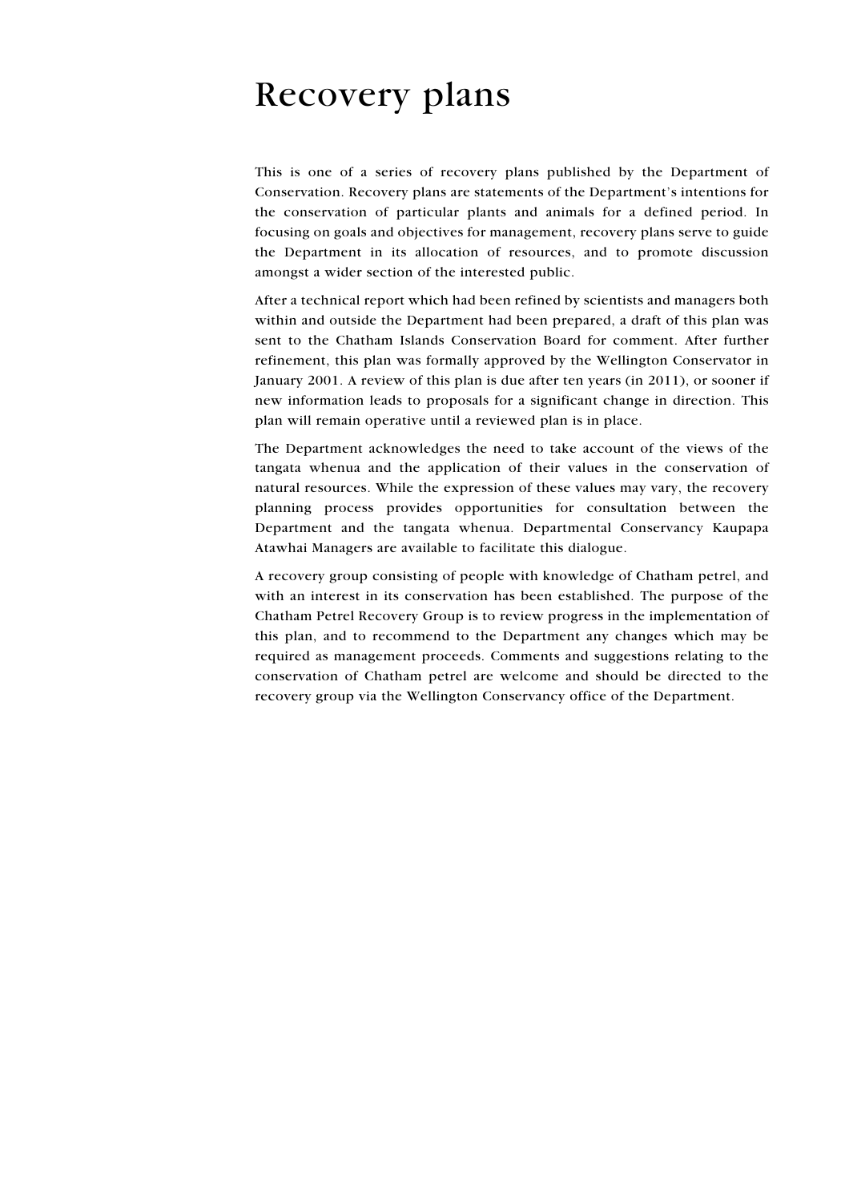# Recovery plans

This is one of a series of recovery plans published by the Department of Conservation. Recovery plans are statements of the Department's intentions for the conservation of particular plants and animals for a defined period. In focusing on goals and objectives for management, recovery plans serve to guide the Department in its allocation of resources, and to promote discussion amongst a wider section of the interested public.

After a technical report which had been refined by scientists and managers both within and outside the Department had been prepared, a draft of this plan was sent to the Chatham Islands Conservation Board for comment. After further refinement, this plan was formally approved by the Wellington Conservator in January 2001. A review of this plan is due after ten years (in 2011), or sooner if new information leads to proposals for a significant change in direction. This plan will remain operative until a reviewed plan is in place.

The Department acknowledges the need to take account of the views of the tangata whenua and the application of their values in the conservation of natural resources. While the expression of these values may vary, the recovery planning process provides opportunities for consultation between the Department and the tangata whenua. Departmental Conservancy Kaupapa Atawhai Managers are available to facilitate this dialogue.

A recovery group consisting of people with knowledge of Chatham petrel, and with an interest in its conservation has been established. The purpose of the Chatham Petrel Recovery Group is to review progress in the implementation of this plan, and to recommend to the Department any changes which may be required as management proceeds. Comments and suggestions relating to the conservation of Chatham petrel are welcome and should be directed to the recovery group via the Wellington Conservancy office of the Department.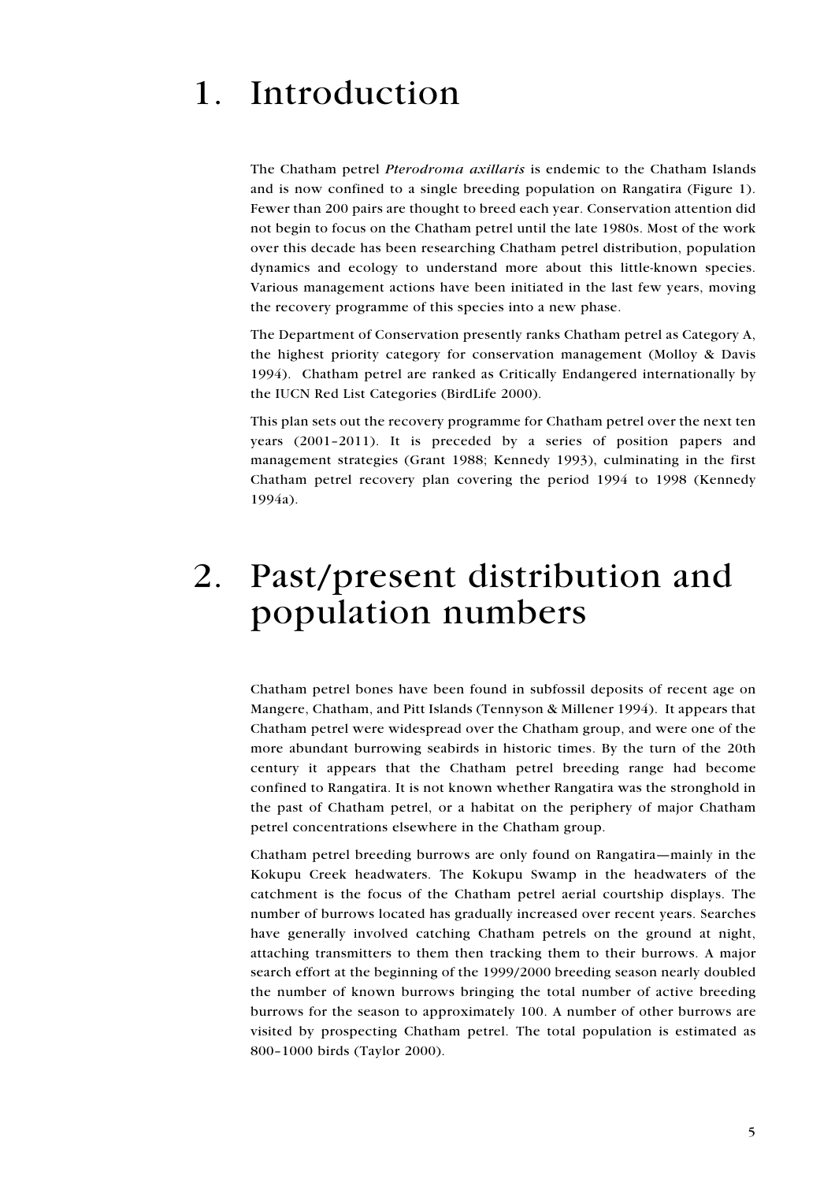# 1. Introduction

The Chatham petrel *Pterodroma axillaris* is endemic to the Chatham Islands and is now confined to a single breeding population on Rangatira (Figure 1). Fewer than 200 pairs are thought to breed each year. Conservation attention did not begin to focus on the Chatham petrel until the late 1980s. Most of the work over this decade has been researching Chatham petrel distribution, population dynamics and ecology to understand more about this little-known species. Various management actions have been initiated in the last few years, moving the recovery programme of this species into a new phase.

The Department of Conservation presently ranks Chatham petrel as Category A, the highest priority category for conservation management (Molloy & Davis 1994). Chatham petrel are ranked as Critically Endangered internationally by the IUCN Red List Categories (BirdLife 2000).

This plan sets out the recovery programme for Chatham petrel over the next ten years (2001–2011). It is preceded by a series of position papers and management strategies (Grant 1988; Kennedy 1993), culminating in the first Chatham petrel recovery plan covering the period 1994 to 1998 (Kennedy 1994a).

# 2. Past/present distribution and population numbers

Chatham petrel bones have been found in subfossil deposits of recent age on Mangere, Chatham, and Pitt Islands (Tennyson & Millener 1994). It appears that Chatham petrel were widespread over the Chatham group, and were one of the more abundant burrowing seabirds in historic times. By the turn of the 20th century it appears that the Chatham petrel breeding range had become confined to Rangatira. It is not known whether Rangatira was the stronghold in the past of Chatham petrel, or a habitat on the periphery of major Chatham petrel concentrations elsewhere in the Chatham group.

Chatham petrel breeding burrows are only found on Rangatira—mainly in the Kokupu Creek headwaters. The Kokupu Swamp in the headwaters of the catchment is the focus of the Chatham petrel aerial courtship displays. The number of burrows located has gradually increased over recent years. Searches have generally involved catching Chatham petrels on the ground at night, attaching transmitters to them then tracking them to their burrows. A major search effort at the beginning of the 1999/2000 breeding season nearly doubled the number of known burrows bringing the total number of active breeding burrows for the season to approximately 100. A number of other burrows are visited by prospecting Chatham petrel. The total population is estimated as 800–1000 birds (Taylor 2000).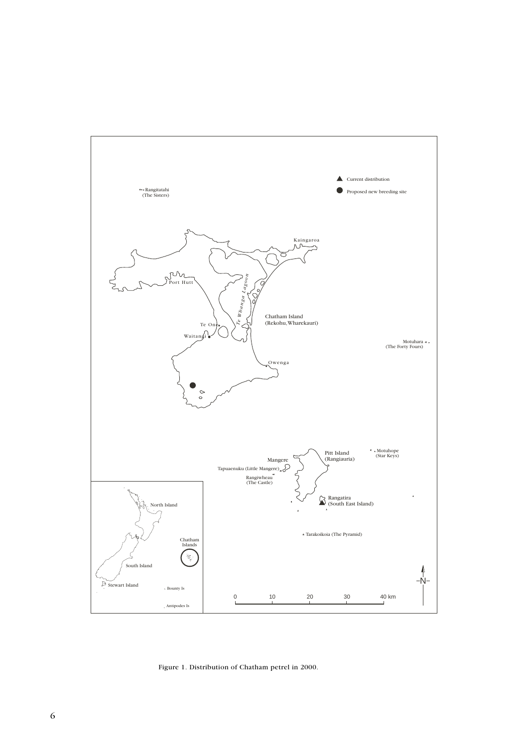Figure 1. Distribution of Chatham petrel in 2000.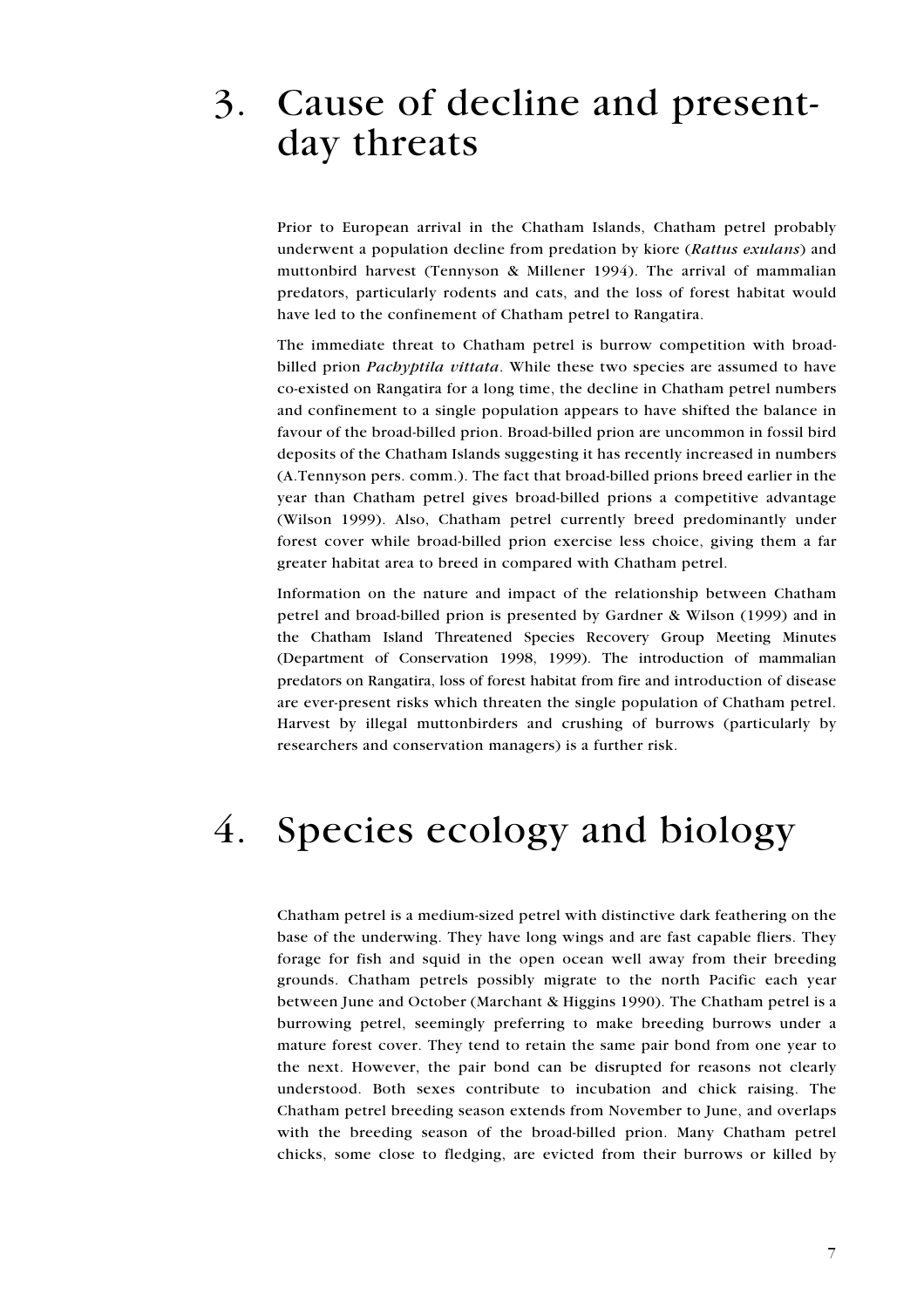# 3. Cause of decline and present-day threats

Prior to European arrival in the Chatham Islands, Chatham petrel probably underwent a population decline from predation by kiore (*Rattus exulans*) and muttonbird harvest (Tennyson & Millener 1994). The arrival of mammalian predators, particularly rodents and cats, and the loss of forest habitat would have led to the confinement of Chatham petrel to Rangatira.

The immediate threat to Chatham petrel is burrow competition with broad-billed prion *Pachyptila vittata*. While these two species are assumed to have co-existed on Rangatira for a long time, the decline in Chatham petrel numbers and confinement to a single population appears to have shifted the balance in favour of the broad-billed prion. Broad-billed prion are uncommon in fossil bird deposits of the Chatham Islands suggesting it has recently increased in numbers (A.Tennyson pers. comm.). The fact that broad-billed prions breed earlier in the year than Chatham petrel gives broad-billed prions a competitive advantage (Wilson 1999). Also, Chatham petrel currently breed predominantly under forest cover while broad-billed prion exercise less choice, giving them a far greater habitat area to breed in compared with Chatham petrel.

Information on the nature and impact of the relationship between Chatham petrel and broad-billed prion is presented by Gardner & Wilson (1999) and in the Chatham Island Threatened Species Recovery Group Meeting Minutes (Department of Conservation 1998, 1999). The introduction of mammalian predators on Rangatira, loss of forest habitat from fire and introduction of disease are ever-present risks which threaten the single population of Chatham petrel. Harvest by illegal muttonbirders and crushing of burrows (particularly by researchers and conservation managers) is a further risk.

# 4. Species ecology and biology

Chatham petrel is a medium-sized petrel with distinctive dark feathering on the base of the underwing. They have long wings and are fast capable fliers. They forage for fish and squid in the open ocean well away from their breeding grounds. Chatham petrels possibly migrate to the north Pacific each year between June and October (Marchant & Higgins 1990). The Chatham petrel is a burrowing petrel, seemingly preferring to make breeding burrows under a mature forest cover. They tend to retain the same pair bond from one year to the next. However, the pair bond can be disrupted for reasons not clearly understood. Both sexes contribute to incubation and chick raising. The Chatham petrel breeding season extends from November to June, and overlaps with the breeding season of the broad-billed prion. Many Chatham petrel chicks, some close to fledging, are evicted from their burrows or killed by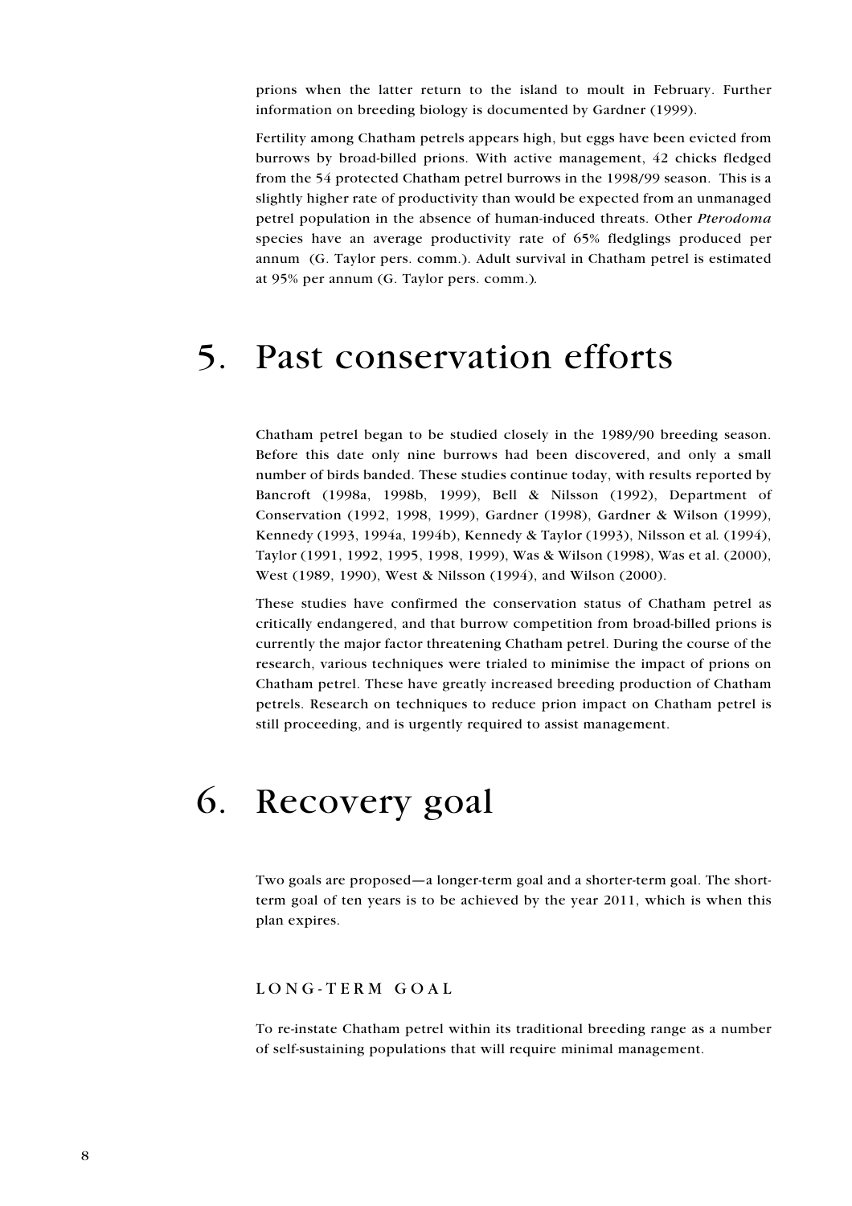prions when the latter return to the island to moult in February. Further information on breeding biology is documented by Gardner (1999).

Fertility among Chatham petrels appears high, but eggs have been evicted from burrows by broad-billed prions. With active management, 42 chicks fledged from the 54 protected Chatham petrel burrows in the 1998/99 season. This is a slightly higher rate of productivity than would be expected from an unmanaged petrel population in the absence of human-induced threats. Other *Pterodoma* species have an average productivity rate of 65% fledglings produced per annum (G. Taylor pers. comm.). Adult survival in Chatham petrel is estimated at 95% per annum (G. Taylor pers. comm.).

# 5. Past conservation efforts

Chatham petrel began to be studied closely in the 1989/90 breeding season. Before this date only nine burrows had been discovered, and only a small number of birds banded. These studies continue today, with results reported by Bancroft (1998a, 1998b, 1999), Bell & Nilsson (1992), Department of Conservation (1992, 1998, 1999), Gardner (1998), Gardner & Wilson (1999), Kennedy (1993, 1994a, 1994b), Kennedy & Taylor (1993), Nilsson et al*.* (1994), Taylor (1991, 1992, 1995, 1998, 1999), Was & Wilson (1998), Was et al. (2000), West (1989, 1990), West & Nilsson (1994), and Wilson (2000).

These studies have confirmed the conservation status of Chatham petrel as critically endangered, and that burrow competition from broad-billed prions is currently the major factor threatening Chatham petrel. During the course of the research, various techniques were trialed to minimise the impact of prions on Chatham petrel. These have greatly increased breeding production of Chatham petrels. Research on techniques to reduce prion impact on Chatham petrel is still proceeding, and is urgently required to assist management.

# 6. Recovery goal

Two goals are proposed—a longer-term goal and a shorter-term goal. The short-term goal of ten years is to be achieved by the year 2011, which is when this plan expires.

## LONG-TERM GOAL

To re-instate Chatham petrel within its traditional breeding range as a number of self-sustaining populations that will require minimal management.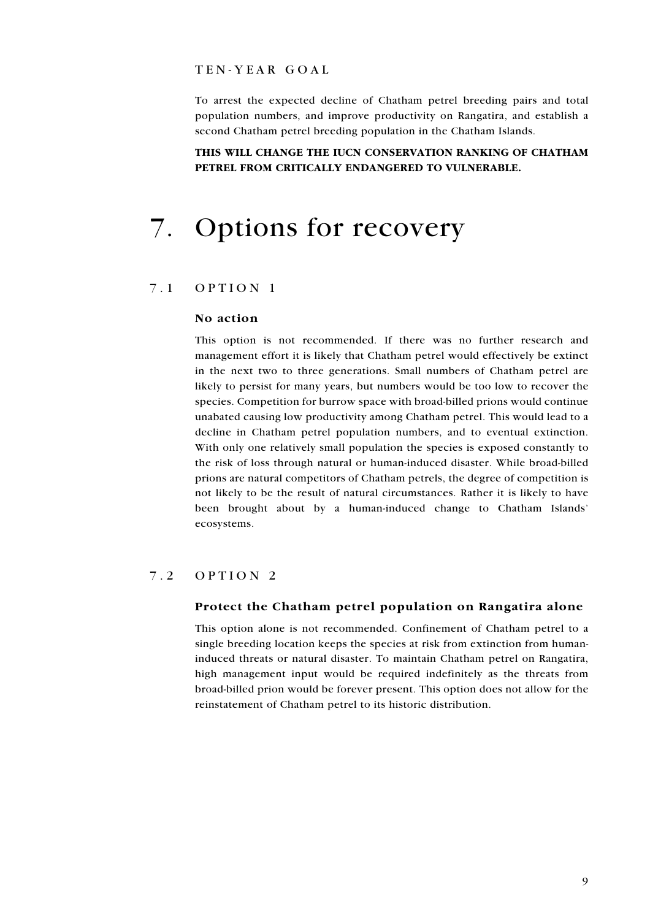### TEN-YEAR GOAL

To arrest the expected decline of Chatham petrel breeding pairs and total population numbers, and improve productivity on Rangatira, and establish a second Chatham petrel breeding population in the Chatham Islands.

**THIS WILL CHANGE THE IUCN CONSERVATION RANKING OF CHATHAM PETREL FROM CRITICALLY ENDANGERED TO VULNERABLE.**

# 7. Options for recovery

## 7.1 OPTION 1

### No action

This option is not recommended. If there was no further research and management effort it is likely that Chatham petrel would effectively be extinct in the next two to three generations. Small numbers of Chatham petrel are likely to persist for many years, but numbers would be too low to recover the species. Competition for burrow space with broad-billed prions would continue unabated causing low productivity among Chatham petrel. This would lead to a decline in Chatham petrel population numbers, and to eventual extinction. With only one relatively small population the species is exposed constantly to the risk of loss through natural or human-induced disaster. While broad-billed prions are natural competitors of Chatham petrels, the degree of competition is not likely to be the result of natural circumstances. Rather it is likely to have been brought about by a human-induced change to Chatham Islands' ecosystems.

## 7.2 OPTION 2

### Protect the Chatham petrel population on Rangatira alone

This option alone is not recommended. Confinement of Chatham petrel to a single breeding location keeps the species at risk from extinction from human-induced threats or natural disaster. To maintain Chatham petrel on Rangatira, high management input would be required indefinitely as the threats from broad-billed prion would be forever present. This option does not allow for the reinstatement of Chatham petrel to its historic distribution.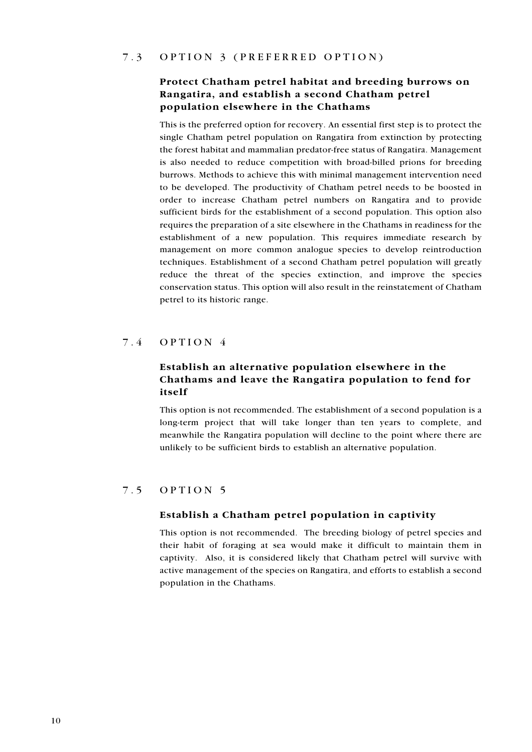## 7.3 OPTION 3 (PREFERRED OPTION)

### Protect Chatham petrel habitat and breeding burrows on Rangatira, and establish a second Chatham petrel population elsewhere in the Chathams

This is the preferred option for recovery. An essential first step is to protect the single Chatham petrel population on Rangatira from extinction by protecting the forest habitat and mammalian predator-free status of Rangatira. Management is also needed to reduce competition with broad-billed prions for breeding burrows. Methods to achieve this with minimal management intervention need to be developed. The productivity of Chatham petrel needs to be boosted in order to increase Chatham petrel numbers on Rangatira and to provide sufficient birds for the establishment of a second population. This option also requires the preparation of a site elsewhere in the Chathams in readiness for the establishment of a new population. This requires immediate research by management on more common analogue species to develop reintroduction techniques. Establishment of a second Chatham petrel population will greatly reduce the threat of the species extinction, and improve the species conservation status. This option will also result in the reinstatement of Chatham petrel to its historic range.

## 7.4 OPTION 4

### Establish an alternative population elsewhere in the Chathams and leave the Rangatira population to fend for itself

This option is not recommended. The establishment of a second population is a long-term project that will take longer than ten years to complete, and meanwhile the Rangatira population will decline to the point where there are unlikely to be sufficient birds to establish an alternative population.

## 7.5 OPTION 5

### Establish a Chatham petrel population in captivity

This option is not recommended. The breeding biology of petrel species and their habit of foraging at sea would make it difficult to maintain them in captivity. Also, it is considered likely that Chatham petrel will survive with active management of the species on Rangatira, and efforts to establish a second population in the Chathams.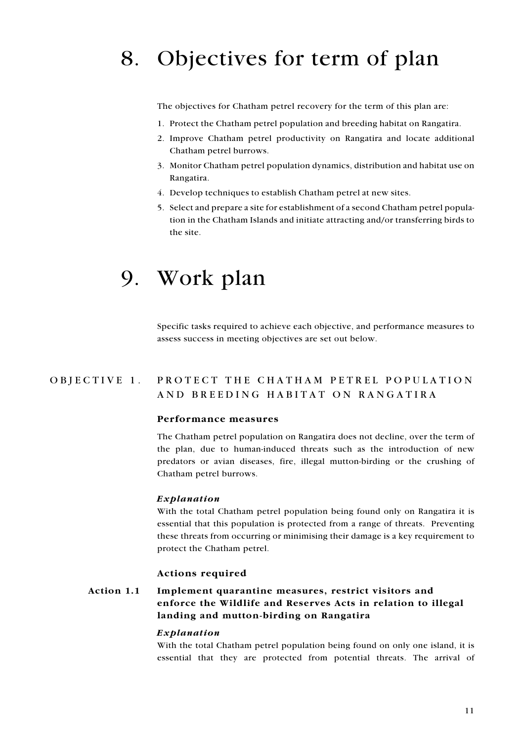# 8. Objectives for term of plan

The objectives for Chatham petrel recovery for the term of this plan are:

1. Protect the Chatham petrel population and breeding habitat on Rangatira.
2. Improve Chatham petrel productivity on Rangatira and locate additional Chatham petrel burrows.
3. Monitor Chatham petrel population dynamics, distribution and habitat use on Rangatira.
4. Develop techniques to establish Chatham petrel at new sites.
5. Select and prepare a site for establishment of a second Chatham petrel population in the Chatham Islands and initiate attracting and/or transferring birds to the site.

# 9. Work plan

Specific tasks required to achieve each objective, and performance measures to assess success in meeting objectives are set out below.

## OBJECTIVE 1. PROTECT THE CHATHAM PETREL POPULATION AND BREEDING HABITAT ON RANGATIRA

### Performance measures

The Chatham petrel population on Rangatira does not decline, over the term of the plan, due to human-induced threats such as the introduction of new predators or avian diseases, fire, illegal mutton-birding or the crushing of Chatham petrel burrows.

***Explanation***

With the total Chatham petrel population being found only on Rangatira it is essential that this population is protected from a range of threats. Preventing these threats from occurring or minimising their damage is a key requirement to protect the Chatham petrel.

### Actions required

**Action 1.1 Implement quarantine measures, restrict visitors and enforce the Wildlife and Reserves Acts in relation to illegal landing and mutton-birding on Rangatira**

***Explanation***

With the total Chatham petrel population being found on only one island, it is essential that they are protected from potential threats. The arrival of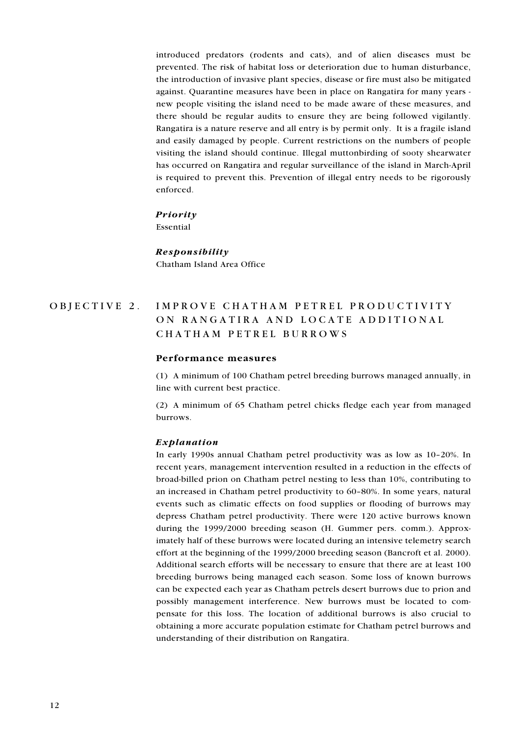introduced predators (rodents and cats), and of alien diseases must be prevented. The risk of habitat loss or deterioration due to human disturbance, the introduction of invasive plant species, disease or fire must also be mitigated against. Quarantine measures have been in place on Rangatira for many years - new people visiting the island need to be made aware of these measures, and there should be regular audits to ensure they are being followed vigilantly. Rangatira is a nature reserve and all entry is by permit only. It is a fragile island and easily damaged by people. Current restrictions on the numbers of people visiting the island should continue. Illegal muttonbirding of sooty shearwater has occurred on Rangatira and regular surveillance of the island in March-April is required to prevent this. Prevention of illegal entry needs to be rigorously enforced.

***Priority***

Essential

***Responsibility***

Chatham Island Area Office

## OBJECTIVE 2. IMPROVE CHATHAM PETREL PRODUCTIVITY ON RANGATIRA AND LOCATE ADDITIONAL CHATHAM PETREL BURROWS

### Performance measures

(1) A minimum of 100 Chatham petrel breeding burrows managed annually, in line with current best practice.

(2) A minimum of 65 Chatham petrel chicks fledge each year from managed burrows.

***Explanation***

In early 1990s annual Chatham petrel productivity was as low as 10–20%. In recent years, management intervention resulted in a reduction in the effects of broad-billed prion on Chatham petrel nesting to less than 10%, contributing to an increased in Chatham petrel productivity to 60–80%. In some years, natural events such as climatic effects on food supplies or flooding of burrows may depress Chatham petrel productivity. There were 120 active burrows known during the 1999/2000 breeding season (H. Gummer pers. comm.). Approximately half of these burrows were located during an intensive telemetry search effort at the beginning of the 1999/2000 breeding season (Bancroft et al. 2000). Additional search efforts will be necessary to ensure that there are at least 100 breeding burrows being managed each season. Some loss of known burrows can be expected each year as Chatham petrels desert burrows due to prion and possibly management interference. New burrows must be located to compensate for this loss. The location of additional burrows is also crucial to obtaining a more accurate population estimate for Chatham petrel burrows and understanding of their distribution on Rangatira.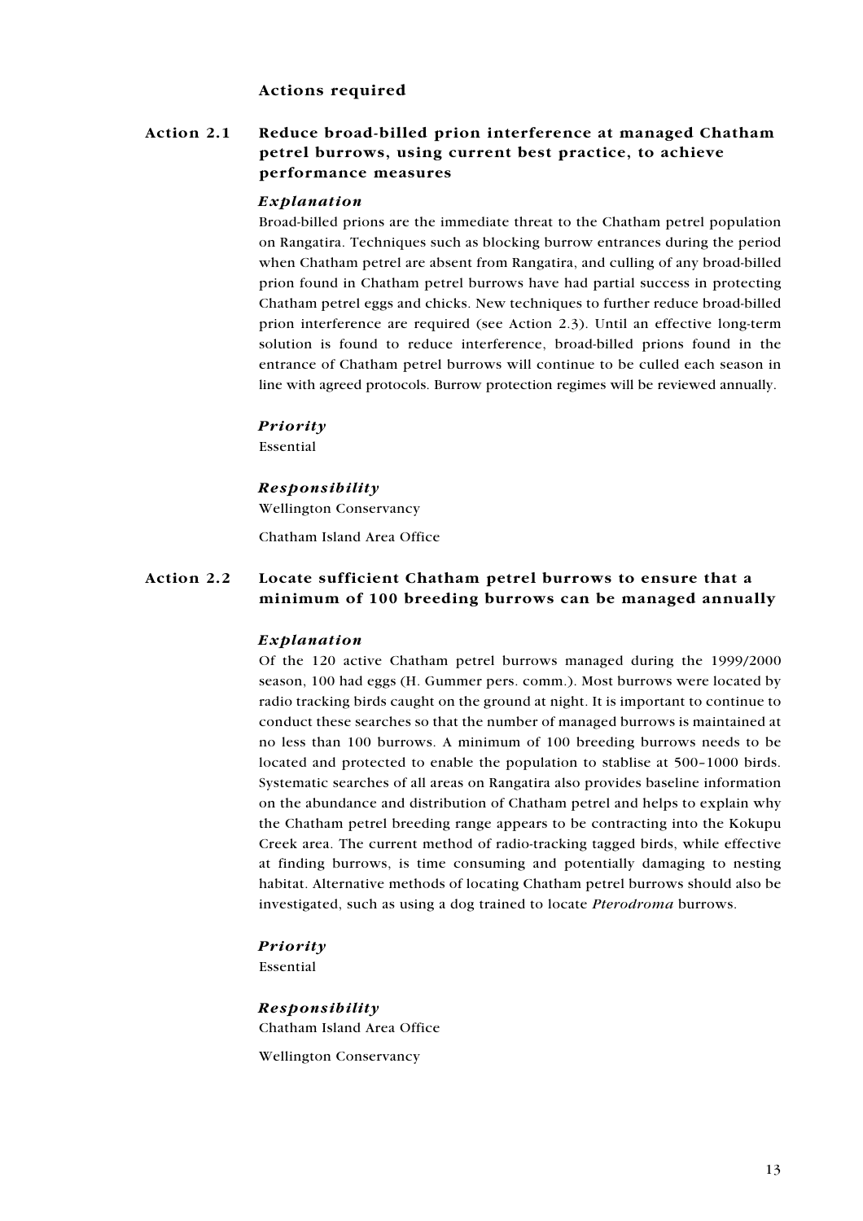## Actions required

### Action 2.1 Reduce broad-billed prion interference at managed Chatham petrel burrows, using current best practice, to achieve performance measures

#### *Explanation*

Broad-billed prions are the immediate threat to the Chatham petrel population on Rangatira. Techniques such as blocking burrow entrances during the period when Chatham petrel are absent from Rangatira, and culling of any broad-billed prion found in Chatham petrel burrows have had partial success in protecting Chatham petrel eggs and chicks. New techniques to further reduce broad-billed prion interference are required (see Action 2.3). Until an effective long-term solution is found to reduce interference, broad-billed prions found in the entrance of Chatham petrel burrows will continue to be culled each season in line with agreed protocols. Burrow protection regimes will be reviewed annually.

#### *Priority*

Essential

#### *Responsibility*

Wellington Conservancy

Chatham Island Area Office

### Action 2.2 Locate sufficient Chatham petrel burrows to ensure that a minimum of 100 breeding burrows can be managed annually

#### *Explanation*

Of the 120 active Chatham petrel burrows managed during the 1999/2000 season, 100 had eggs (H. Gummer pers. comm.). Most burrows were located by radio tracking birds caught on the ground at night. It is important to continue to conduct these searches so that the number of managed burrows is maintained at no less than 100 burrows. A minimum of 100 breeding burrows needs to be located and protected to enable the population to stablise at 500–1000 birds. Systematic searches of all areas on Rangatira also provides baseline information on the abundance and distribution of Chatham petrel and helps to explain why the Chatham petrel breeding range appears to be contracting into the Kokupu Creek area. The current method of radio-tracking tagged birds, while effective at finding burrows, is time consuming and potentially damaging to nesting habitat. Alternative methods of locating Chatham petrel burrows should also be investigated, such as using a dog trained to locate *Pterodroma* burrows.

#### *Priority*

Essential

#### *Responsibility*

Chatham Island Area Office

Wellington Conservancy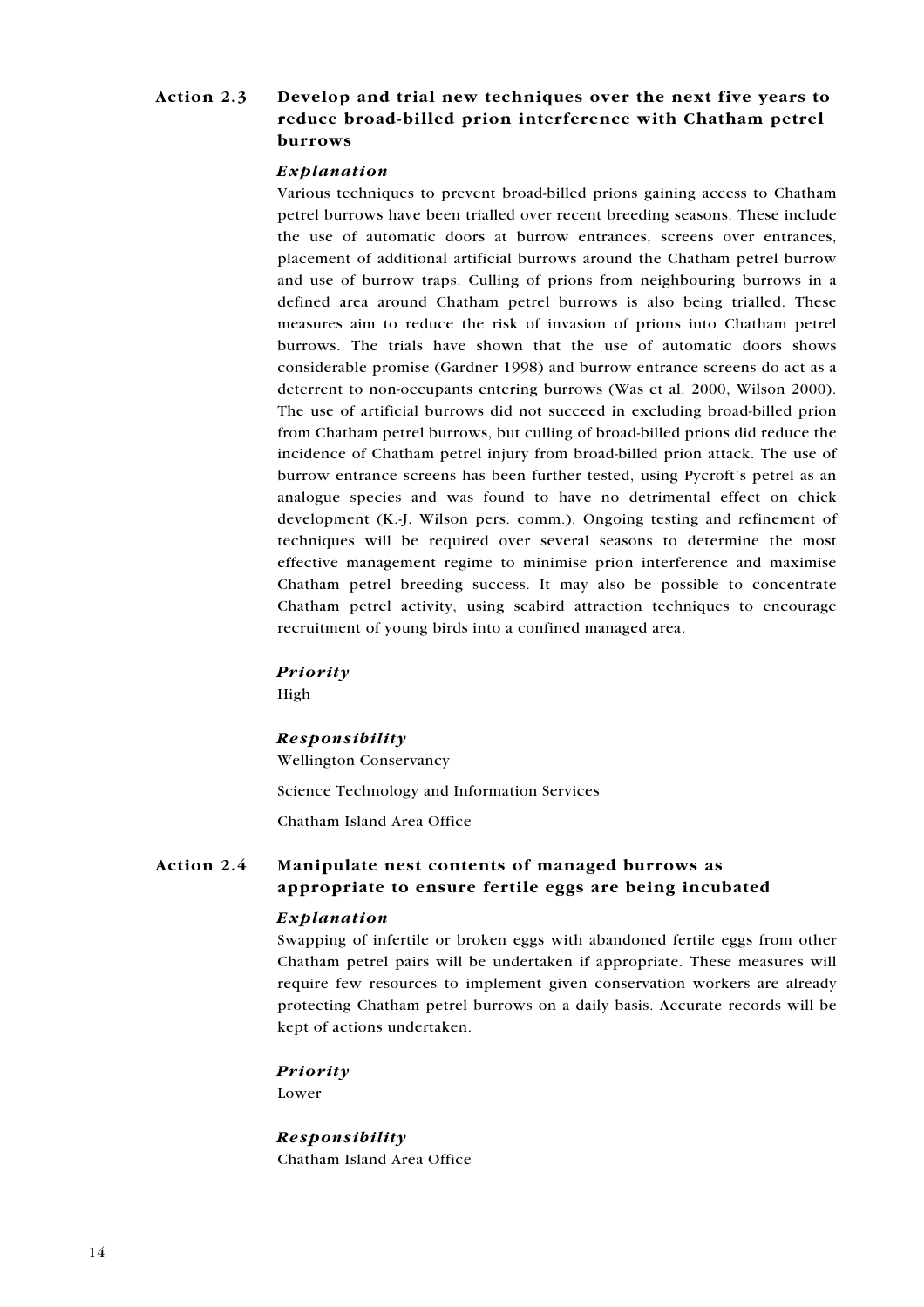### Action 2.3 Develop and trial new techniques over the next five years to reduce broad-billed prion interference with Chatham petrel burrows

#### *Explanation*

Various techniques to prevent broad-billed prions gaining access to Chatham petrel burrows have been trialled over recent breeding seasons. These include the use of automatic doors at burrow entrances, screens over entrances, placement of additional artificial burrows around the Chatham petrel burrow and use of burrow traps. Culling of prions from neighbouring burrows in a defined area around Chatham petrel burrows is also being trialled. These measures aim to reduce the risk of invasion of prions into Chatham petrel burrows. The trials have shown that the use of automatic doors shows considerable promise (Gardner 1998) and burrow entrance screens do act as a deterrent to non-occupants entering burrows (Was et al. 2000, Wilson 2000). The use of artificial burrows did not succeed in excluding broad-billed prion from Chatham petrel burrows, but culling of broad-billed prions did reduce the incidence of Chatham petrel injury from broad-billed prion attack. The use of burrow entrance screens has been further tested, using Pycroft's petrel as an analogue species and was found to have no detrimental effect on chick development (K.-J. Wilson pers. comm.). Ongoing testing and refinement of techniques will be required over several seasons to determine the most effective management regime to minimise prion interference and maximise Chatham petrel breeding success. It may also be possible to concentrate Chatham petrel activity, using seabird attraction techniques to encourage recruitment of young birds into a confined managed area.

#### *Priority*

High

#### *Responsibility*

Wellington Conservancy

Science Technology and Information Services

Chatham Island Area Office

### Action 2.4 Manipulate nest contents of managed burrows as appropriate to ensure fertile eggs are being incubated

#### *Explanation*

Swapping of infertile or broken eggs with abandoned fertile eggs from other Chatham petrel pairs will be undertaken if appropriate. These measures will require few resources to implement given conservation workers are already protecting Chatham petrel burrows on a daily basis. Accurate records will be kept of actions undertaken.

#### *Priority*

Lower

#### *Responsibility*

Chatham Island Area Office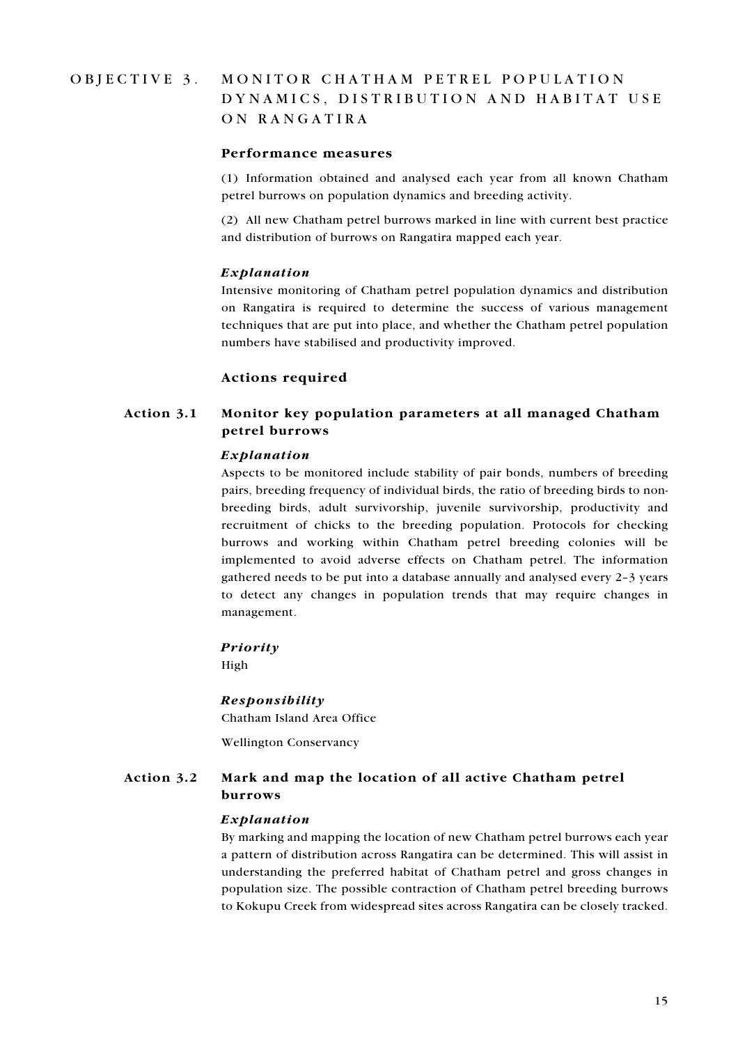## OBJECTIVE 3. MONITOR CHATHAM PETREL POPULATION DYNAMICS, DISTRIBUTION AND HABITAT USE ON RANGATIRA

### Performance measures

(1) Information obtained and analysed each year from all known Chatham petrel burrows on population dynamics and breeding activity.

(2) All new Chatham petrel burrows marked in line with current best practice and distribution of burrows on Rangatira mapped each year.

#### *Explanation*

Intensive monitoring of Chatham petrel population dynamics and distribution on Rangatira is required to determine the success of various management techniques that are put into place, and whether the Chatham petrel population numbers have stabilised and productivity improved.

### Actions required

### Action 3.1 Monitor key population parameters at all managed Chatham petrel burrows

#### *Explanation*

Aspects to be monitored include stability of pair bonds, numbers of breeding pairs, breeding frequency of individual birds, the ratio of breeding birds to non-breeding birds, adult survivorship, juvenile survivorship, productivity and recruitment of chicks to the breeding population. Protocols for checking burrows and working within Chatham petrel breeding colonies will be implemented to avoid adverse effects on Chatham petrel. The information gathered needs to be put into a database annually and analysed every 2–3 years to detect any changes in population trends that may require changes in management.

#### *Priority*

High

#### *Responsibility*

Chatham Island Area Office

Wellington Conservancy

### Action 3.2 Mark and map the location of all active Chatham petrel burrows

#### *Explanation*

By marking and mapping the location of new Chatham petrel burrows each year a pattern of distribution across Rangatira can be determined. This will assist in understanding the preferred habitat of Chatham petrel and gross changes in population size. The possible contraction of Chatham petrel breeding burrows to Kokupu Creek from widespread sites across Rangatira can be closely tracked.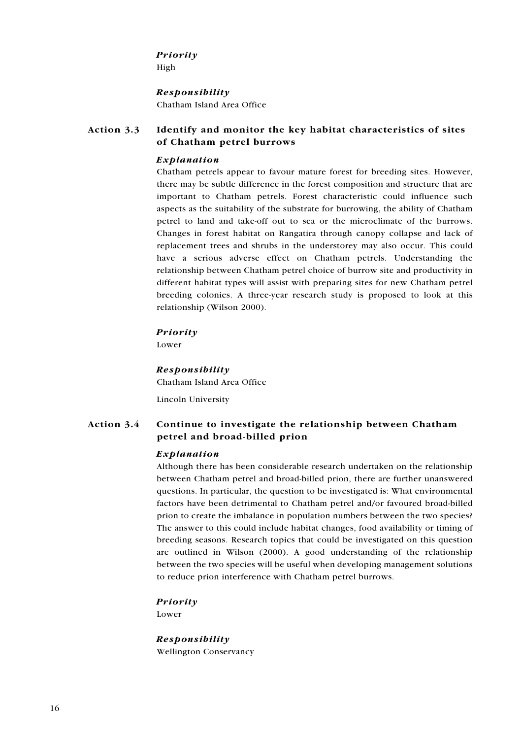*Priority*

High

*Responsibility*

Chatham Island Area Office

### Action 3.3 Identify and monitor the key habitat characteristics of sites of Chatham petrel burrows

*Explanation*

Chatham petrels appear to favour mature forest for breeding sites. However, there may be subtle difference in the forest composition and structure that are important to Chatham petrels. Forest characteristic could influence such aspects as the suitability of the substrate for burrowing, the ability of Chatham petrel to land and take-off out to sea or the microclimate of the burrows. Changes in forest habitat on Rangatira through canopy collapse and lack of replacement trees and shrubs in the understorey may also occur. This could have a serious adverse effect on Chatham petrels. Understanding the relationship between Chatham petrel choice of burrow site and productivity in different habitat types will assist with preparing sites for new Chatham petrel breeding colonies. A three-year research study is proposed to look at this relationship (Wilson 2000).

*Priority*

Lower

*Responsibility*

Chatham Island Area Office

Lincoln University

### Action 3.4 Continue to investigate the relationship between Chatham petrel and broad-billed prion

*Explanation*

Although there has been considerable research undertaken on the relationship between Chatham petrel and broad-billed prion, there are further unanswered questions. In particular, the question to be investigated is: What environmental factors have been detrimental to Chatham petrel and/or favoured broad-billed prion to create the imbalance in population numbers between the two species? The answer to this could include habitat changes, food availability or timing of breeding seasons. Research topics that could be investigated on this question are outlined in Wilson (2000). A good understanding of the relationship between the two species will be useful when developing management solutions to reduce prion interference with Chatham petrel burrows.

*Priority*

Lower

*Responsibility*

Wellington Conservancy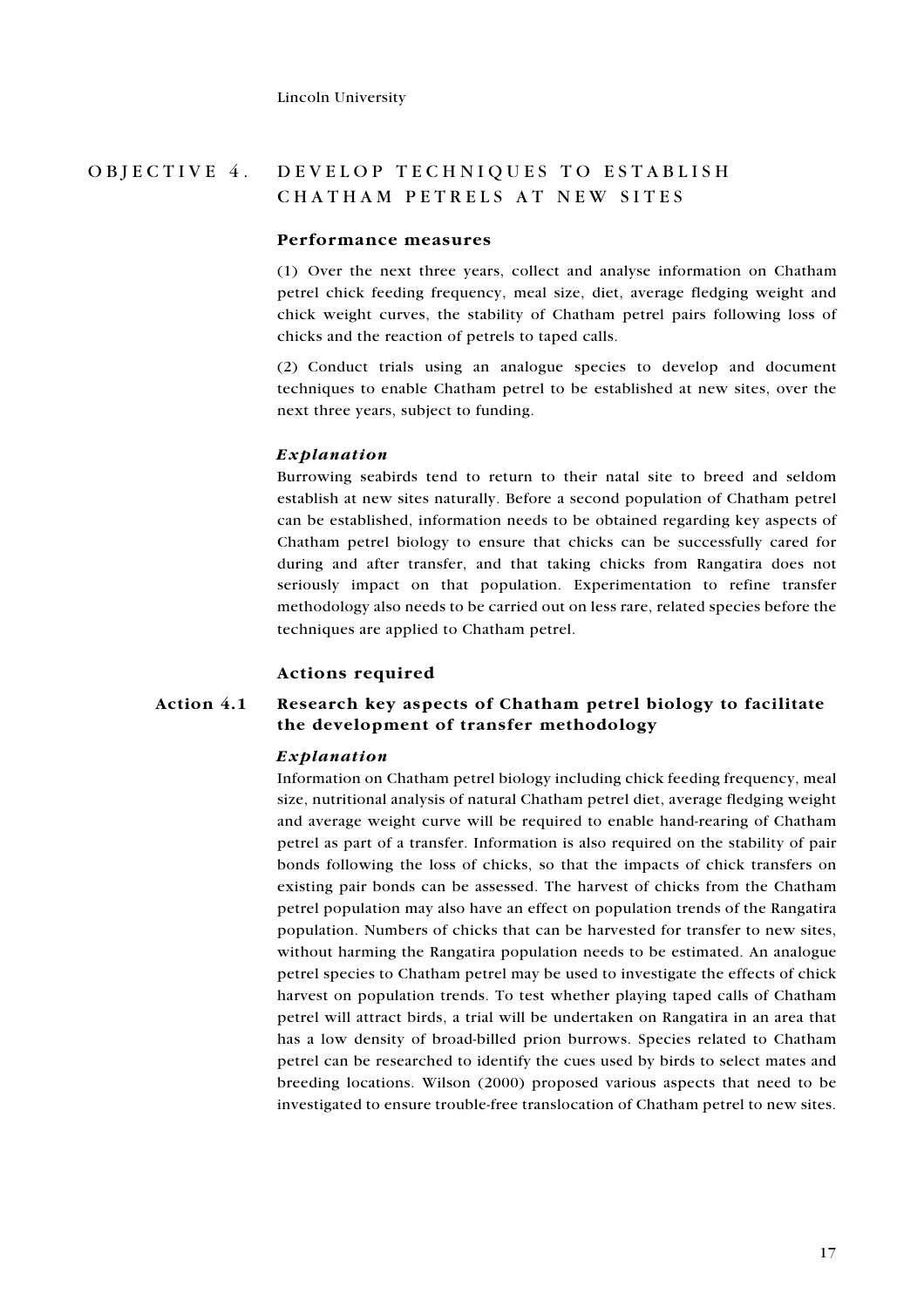## OBJECTIVE 4. DEVELOP TECHNIQUES TO ESTABLISH CHATHAM PETRELS AT NEW SITES

### Performance measures

(1) Over the next three years, collect and analyse information on Chatham petrel chick feeding frequency, meal size, diet, average fledging weight and chick weight curves, the stability of Chatham petrel pairs following loss of chicks and the reaction of petrels to taped calls.

(2) Conduct trials using an analogue species to develop and document techniques to enable Chatham petrel to be established at new sites, over the next three years, subject to funding.

#### *Explanation*

Burrowing seabirds tend to return to their natal site to breed and seldom establish at new sites naturally. Before a second population of Chatham petrel can be established, information needs to be obtained regarding key aspects of Chatham petrel biology to ensure that chicks can be successfully cared for during and after transfer, and that taking chicks from Rangatira does not seriously impact on that population. Experimentation to refine transfer methodology also needs to be carried out on less rare, related species before the techniques are applied to Chatham petrel.

### Actions required

#### Action 4.1 Research key aspects of Chatham petrel biology to facilitate the development of transfer methodology

#### *Explanation*

Information on Chatham petrel biology including chick feeding frequency, meal size, nutritional analysis of natural Chatham petrel diet, average fledging weight and average weight curve will be required to enable hand-rearing of Chatham petrel as part of a transfer. Information is also required on the stability of pair bonds following the loss of chicks, so that the impacts of chick transfers on existing pair bonds can be assessed. The harvest of chicks from the Chatham petrel population may also have an effect on population trends of the Rangatira population. Numbers of chicks that can be harvested for transfer to new sites, without harming the Rangatira population needs to be estimated. An analogue petrel species to Chatham petrel may be used to investigate the effects of chick harvest on population trends. To test whether playing taped calls of Chatham petrel will attract birds, a trial will be undertaken on Rangatira in an area that has a low density of broad-billed prion burrows. Species related to Chatham petrel can be researched to identify the cues used by birds to select mates and breeding locations. Wilson (2000) proposed various aspects that need to be investigated to ensure trouble-free translocation of Chatham petrel to new sites.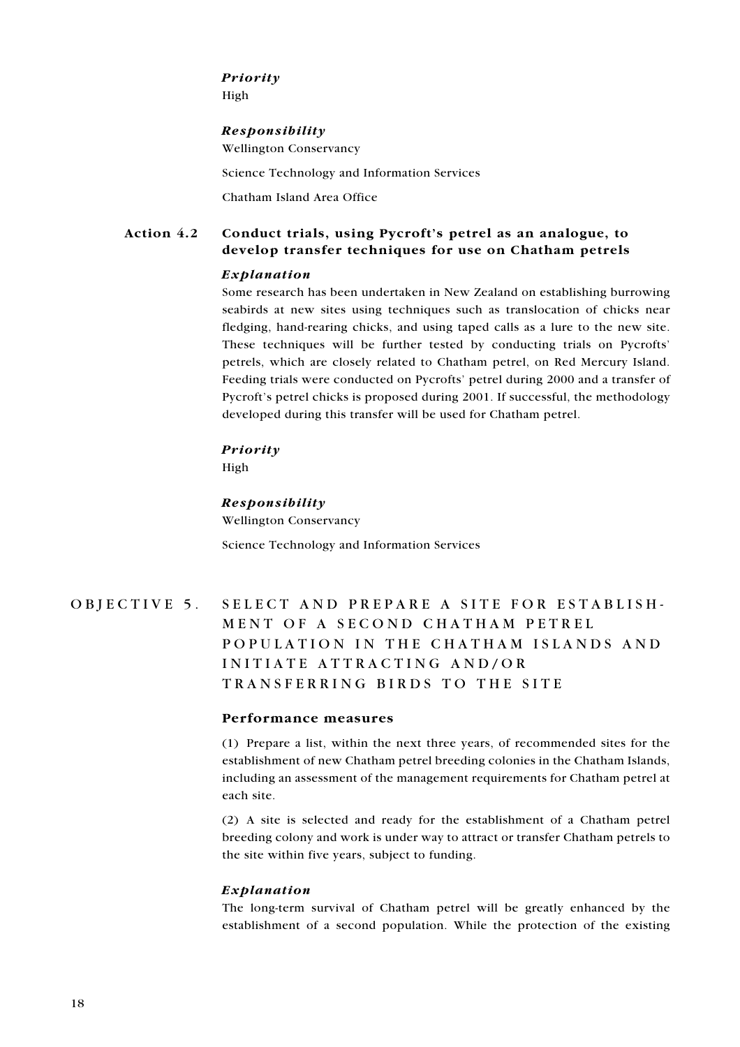*Priority*

High

*Responsibility*

Wellington Conservancy

Science Technology and Information Services

Chatham Island Area Office

### Action 4.2 Conduct trials, using Pycroft's petrel as an analogue, to develop transfer techniques for use on Chatham petrels

*Explanation*

Some research has been undertaken in New Zealand on establishing burrowing seabirds at new sites using techniques such as translocation of chicks near fledging, hand-rearing chicks, and using taped calls as a lure to the new site. These techniques will be further tested by conducting trials on Pycrofts' petrels, which are closely related to Chatham petrel, on Red Mercury Island. Feeding trials were conducted on Pycrofts' petrel during 2000 and a transfer of Pycroft's petrel chicks is proposed during 2001. If successful, the methodology developed during this transfer will be used for Chatham petrel.

*Priority*

High

*Responsibility*

Wellington Conservancy

Science Technology and Information Services

## OBJECTIVE 5. SELECT AND PREPARE A SITE FOR ESTABLISHMENT OF A SECOND CHATHAM PETREL POPULATION IN THE CHATHAM ISLANDS AND INITIATE ATTRACTING AND/OR TRANSFERRING BIRDS TO THE SITE

**Performance measures**

(1) Prepare a list, within the next three years, of recommended sites for the establishment of new Chatham petrel breeding colonies in the Chatham Islands, including an assessment of the management requirements for Chatham petrel at each site.

(2) A site is selected and ready for the establishment of a Chatham petrel breeding colony and work is under way to attract or transfer Chatham petrels to the site within five years, subject to funding.

*Explanation*

The long-term survival of Chatham petrel will be greatly enhanced by the establishment of a second population. While the protection of the existing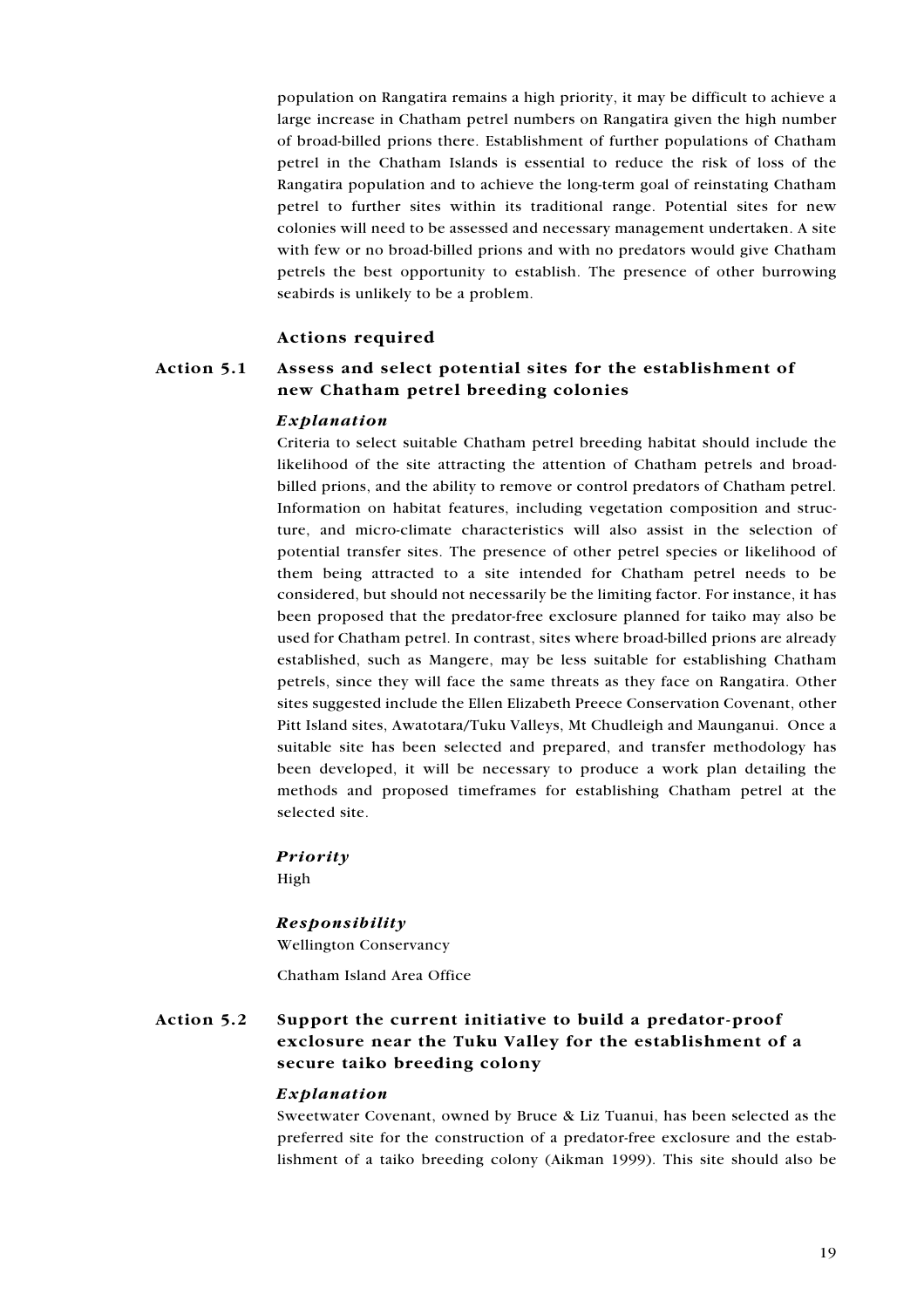population on Rangatira remains a high priority, it may be difficult to achieve a large increase in Chatham petrel numbers on Rangatira given the high number of broad-billed prions there. Establishment of further populations of Chatham petrel in the Chatham Islands is essential to reduce the risk of loss of the Rangatira population and to achieve the long-term goal of reinstating Chatham petrel to further sites within its traditional range. Potential sites for new colonies will need to be assessed and necessary management undertaken. A site with few or no broad-billed prions and with no predators would give Chatham petrels the best opportunity to establish. The presence of other burrowing seabirds is unlikely to be a problem.

### Actions required

### Action 5.1 Assess and select potential sites for the establishment of new Chatham petrel breeding colonies

***Explanation***

Criteria to select suitable Chatham petrel breeding habitat should include the likelihood of the site attracting the attention of Chatham petrels and broad-billed prions, and the ability to remove or control predators of Chatham petrel. Information on habitat features, including vegetation composition and structure, and micro-climate characteristics will also assist in the selection of potential transfer sites. The presence of other petrel species or likelihood of them being attracted to a site intended for Chatham petrel needs to be considered, but should not necessarily be the limiting factor. For instance, it has been proposed that the predator-free exclosure planned for taiko may also be used for Chatham petrel. In contrast, sites where broad-billed prions are already established, such as Mangere, may be less suitable for establishing Chatham petrels, since they will face the same threats as they face on Rangatira. Other sites suggested include the Ellen Elizabeth Preece Conservation Covenant, other Pitt Island sites, Awatotara/Tuku Valleys, Mt Chudleigh and Maunganui. Once a suitable site has been selected and prepared, and transfer methodology has been developed, it will be necessary to produce a work plan detailing the methods and proposed timeframes for establishing Chatham petrel at the selected site.

***Priority***

High

***Responsibility***

Wellington Conservancy

Chatham Island Area Office

### Action 5.2 Support the current initiative to build a predator-proof exclosure near the Tuku Valley for the establishment of a secure taiko breeding colony

***Explanation***

Sweetwater Covenant, owned by Bruce & Liz Tuanui, has been selected as the preferred site for the construction of a predator-free exclosure and the establishment of a taiko breeding colony (Aikman 1999). This site should also be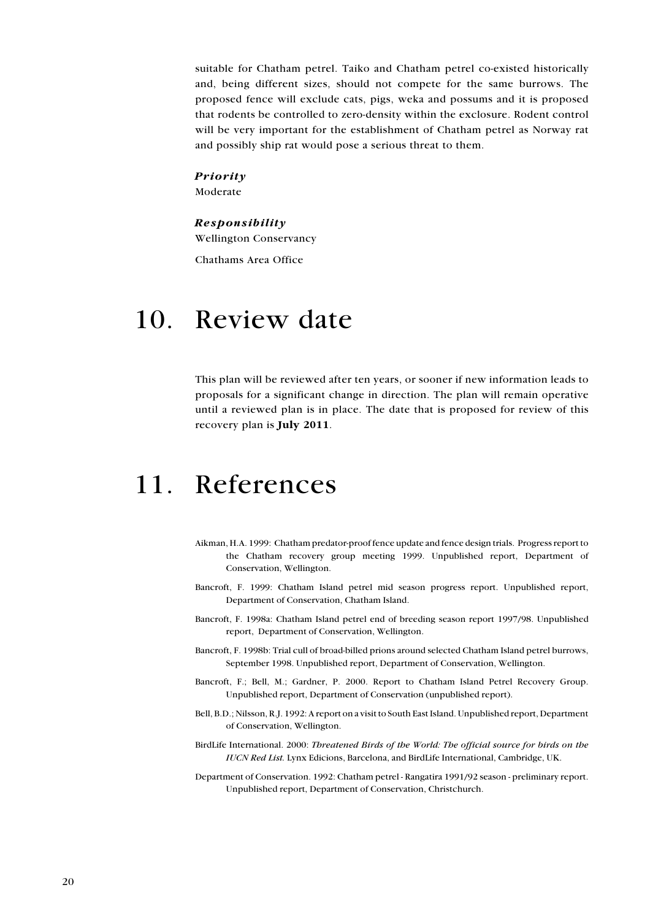suitable for Chatham petrel. Taiko and Chatham petrel co-existed historically and, being different sizes, should not compete for the same burrows. The proposed fence will exclude cats, pigs, weka and possums and it is proposed that rodents be controlled to zero-density within the exclosure. Rodent control will be very important for the establishment of Chatham petrel as Norway rat and possibly ship rat would pose a serious threat to them.

***Priority***

Moderate

***Responsibility***

Wellington Conservancy

Chathams Area Office

# 10. Review date

This plan will be reviewed after ten years, or sooner if new information leads to proposals for a significant change in direction. The plan will remain operative until a reviewed plan is in place. The date that is proposed for review of this recovery plan is **July 2011**.

# 11. References

Aikman, H.A. 1999: Chatham predator-proof fence update and fence design trials. Progress report to the Chatham recovery group meeting 1999. Unpublished report, Department of Conservation, Wellington.

Bancroft, F. 1999: Chatham Island petrel mid season progress report. Unpublished report, Department of Conservation, Chatham Island.

Bancroft, F. 1998a: Chatham Island petrel end of breeding season report 1997/98. Unpublished report, Department of Conservation, Wellington.

Bancroft, F. 1998b: Trial cull of broad-billed prions around selected Chatham Island petrel burrows, September 1998. Unpublished report, Department of Conservation, Wellington.

Bancroft, F.; Bell, M.; Gardner, P. 2000. Report to Chatham Island Petrel Recovery Group. Unpublished report, Department of Conservation (unpublished report).

Bell, B.D.; Nilsson, R.J. 1992: A report on a visit to South East Island. Unpublished report, Department of Conservation, Wellington.

BirdLife International. 2000: *Threatened Birds of the World: The official source for birds on the IUCN Red List.* Lynx Edicions, Barcelona, and BirdLife International, Cambridge, UK.

Department of Conservation. 1992: Chatham petrel - Rangatira 1991/92 season - preliminary report. Unpublished report, Department of Conservation, Christchurch.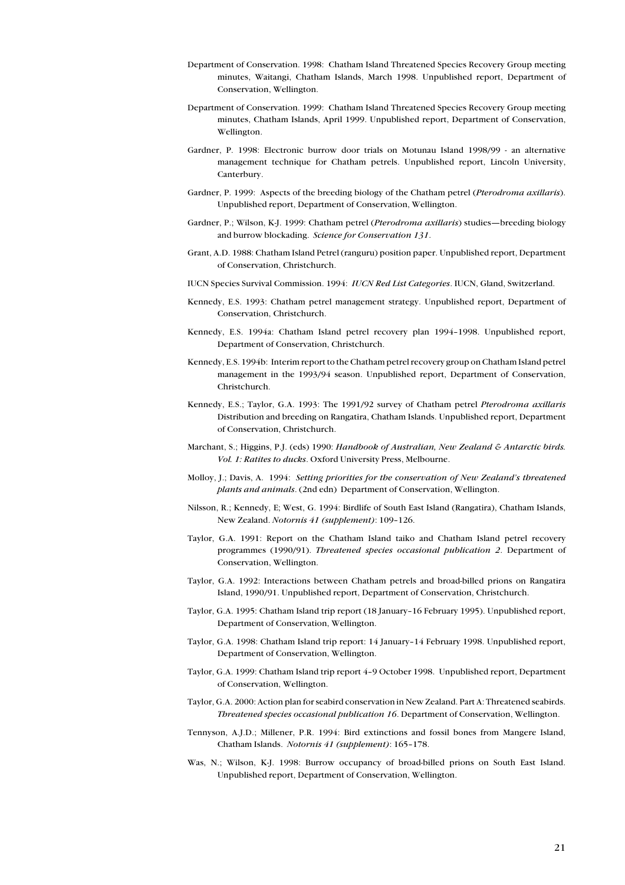Department of Conservation. 1998: Chatham Island Threatened Species Recovery Group meeting minutes, Waitangi, Chatham Islands, March 1998. Unpublished report, Department of Conservation, Wellington.

Department of Conservation. 1999: Chatham Island Threatened Species Recovery Group meeting minutes, Chatham Islands, April 1999. Unpublished report, Department of Conservation, Wellington.

Gardner, P. 1998: Electronic burrow door trials on Motunau Island 1998/99 - an alternative management technique for Chatham petrels. Unpublished report, Lincoln University, Canterbury.

Gardner, P. 1999: Aspects of the breeding biology of the Chatham petrel (*Pterodroma axillaris*). Unpublished report, Department of Conservation, Wellington.

Gardner, P.; Wilson, K-J. 1999: Chatham petrel (*Pterodroma axillaris*) studies—breeding biology and burrow blockading. *Science for Conservation 131*.

Grant, A.D. 1988: Chatham Island Petrel (ranguru) position paper. Unpublished report, Department of Conservation, Christchurch.

IUCN Species Survival Commission. 1994: *IUCN Red List Categories*. IUCN, Gland, Switzerland.

Kennedy, E.S. 1993: Chatham petrel management strategy. Unpublished report, Department of Conservation, Christchurch.

Kennedy, E.S. 1994a: Chatham Island petrel recovery plan 1994–1998. Unpublished report, Department of Conservation, Christchurch.

Kennedy, E.S. 1994b: Interim report to the Chatham petrel recovery group on Chatham Island petrel management in the 1993/94 season. Unpublished report, Department of Conservation, Christchurch.

Kennedy, E.S.; Taylor, G.A. 1993: The 1991/92 survey of Chatham petrel *Pterodroma axillaris* Distribution and breeding on Rangatira, Chatham Islands. Unpublished report, Department of Conservation, Christchurch.

Marchant, S.; Higgins, P.J. (eds) 1990: *Handbook of Australian, New Zealand & Antarctic birds. Vol. 1: Ratites to ducks*. Oxford University Press, Melbourne.

Molloy, J.; Davis, A. 1994: *Setting priorities for the conservation of New Zealand's threatened plants and animals*. (2nd edn) Department of Conservation, Wellington.

Nilsson, R.; Kennedy, E; West, G. 1994: Birdlife of South East Island (Rangatira), Chatham Islands, New Zealand. *Notornis 41 (supplement)*: 109–126.

Taylor, G.A. 1991: Report on the Chatham Island taiko and Chatham Island petrel recovery programmes (1990/91). *Threatened species occasional publication 2*. Department of Conservation, Wellington.

Taylor, G.A. 1992: Interactions between Chatham petrels and broad-billed prions on Rangatira Island, 1990/91. Unpublished report, Department of Conservation, Christchurch.

Taylor, G.A. 1995: Chatham Island trip report (18 January–16 February 1995). Unpublished report, Department of Conservation, Wellington.

Taylor, G.A. 1998: Chatham Island trip report: 14 January–14 February 1998. Unpublished report, Department of Conservation, Wellington.

Taylor, G.A. 1999: Chatham Island trip report 4–9 October 1998. Unpublished report, Department of Conservation, Wellington.

Taylor, G.A. 2000: Action plan for seabird conservation in New Zealand. Part A: Threatened seabirds. *Threatened species occasional publication 16*. Department of Conservation, Wellington.

Tennyson, A.J.D.; Millener, P.R. 1994: Bird extinctions and fossil bones from Mangere Island, Chatham Islands. *Notornis 41 (supplement)*: 165–178.

Was, N.; Wilson, K-J. 1998: Burrow occupancy of broad-billed prions on South East Island. Unpublished report, Department of Conservation, Wellington.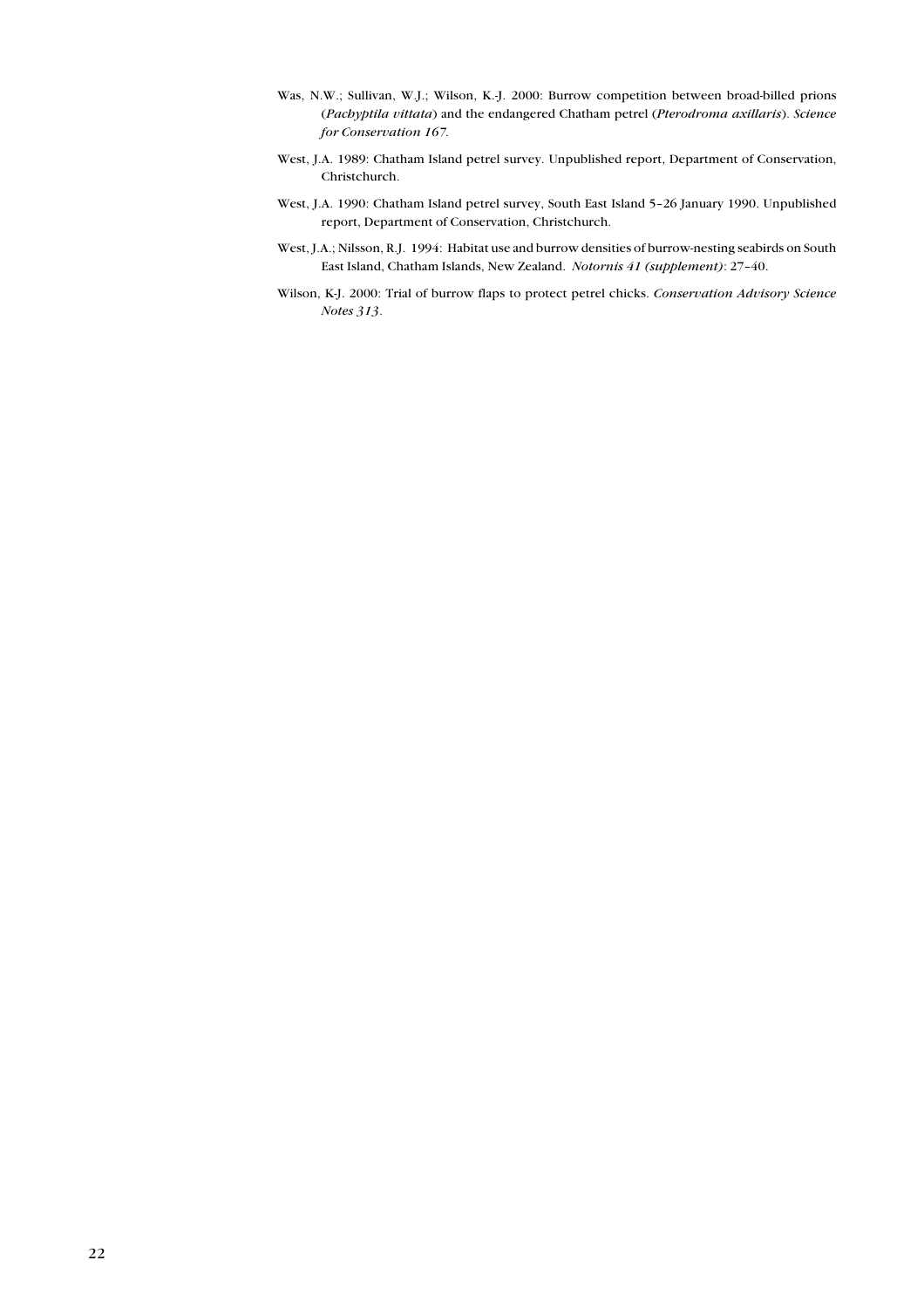Was, N.W.; Sullivan, W.J.; Wilson, K.-J. 2000: Burrow competition between broad-billed prions (*Pachyptila vittata*) and the endangered Chatham petrel (*Pterodroma axillaris*). *Science for Conservation 167.*

West, J.A. 1989: Chatham Island petrel survey. Unpublished report, Department of Conservation, Christchurch.

West, J.A. 1990: Chatham Island petrel survey, South East Island 5–26 January 1990. Unpublished report, Department of Conservation, Christchurch.

West, J.A.; Nilsson, R.J. 1994: Habitat use and burrow densities of burrow-nesting seabirds on South East Island, Chatham Islands, New Zealand. *Notornis 41 (supplement)*: 27–40.

Wilson, K-J. 2000: Trial of burrow flaps to protect petrel chicks. *Conservation Advisory Science Notes 313*.